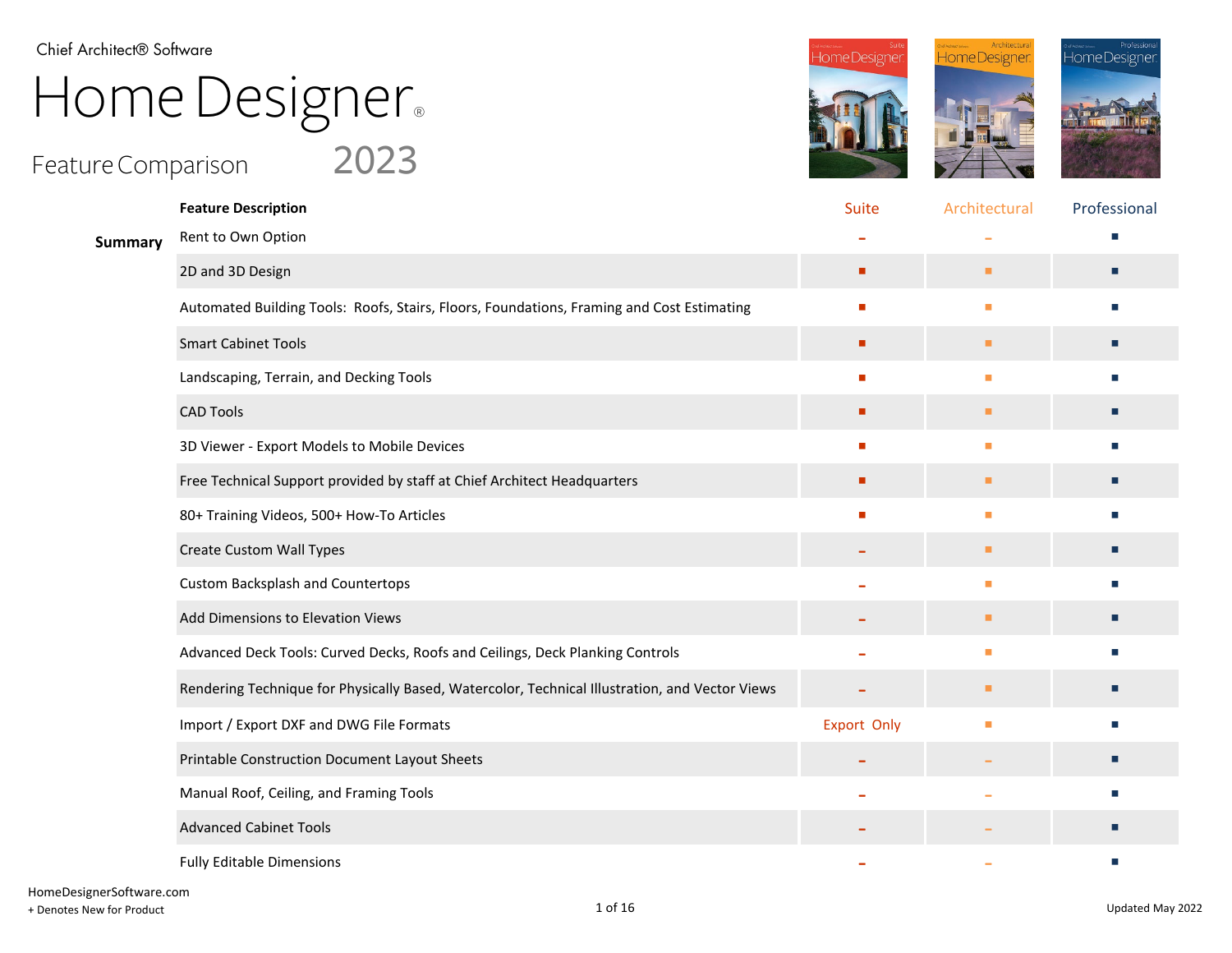Chief Architect® Software

# Home Designer®

## Feature Comparison 2023

| | Feature Description | Suite | Architectural | Professional |
|---|---|---|---|---|
| **Summary** | Rent to Own Option | – | – | ■ |
| | 2D and 3D Design | ■ | ■ | ■ |
| | Automated Building Tools: Roofs, Stairs, Floors, Foundations, Framing and Cost Estimating | ■ | ■ | ■ |
| | Smart Cabinet Tools | ■ | ■ | ■ |
| | Landscaping, Terrain, and Decking Tools | ■ | ■ | ■ |
| | CAD Tools | ■ | ■ | ■ |
| | 3D Viewer - Export Models to Mobile Devices | ■ | ■ | ■ |
| | Free Technical Support provided by staff at Chief Architect Headquarters | ■ | ■ | ■ |
| | 80+ Training Videos, 500+ How-To Articles | ■ | ■ | ■ |
| | Create Custom Wall Types | – | ■ | ■ |
| | Custom Backsplash and Countertops | – | ■ | ■ |
| | Add Dimensions to Elevation Views | – | ■ | ■ |
| | Advanced Deck Tools: Curved Decks, Roofs and Ceilings, Deck Planking Controls | – | ■ | ■ |
| | Rendering Technique for Physically Based, Watercolor, Technical Illustration, and Vector Views | – | ■ | ■ |
| | Import / Export DXF and DWG File Formats | Export Only | ■ | ■ |
| | Printable Construction Document Layout Sheets | – | – | ■ |
| | Manual Roof, Ceiling, and Framing Tools | – | – | ■ |
| | Advanced Cabinet Tools | – | – | ■ |
| | Fully Editable Dimensions | – | – | ■ |

HomeDesignerSoftware.com

+ Denotes New for Product

Updated May 2022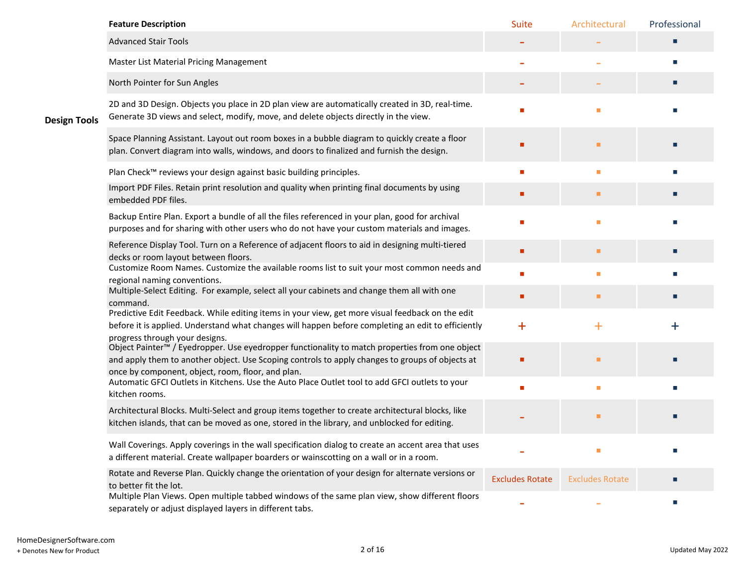| | Feature Description | Suite | Architectural | Professional |
|---|---|---|---|---|
| Design Tools | Advanced Stair Tools | - | - | ■ |
| | Master List Material Pricing Management | - | - | ■ |
| | North Pointer for Sun Angles | - | - | ■ |
| | 2D and 3D Design. Objects you place in 2D plan view are automatically created in 3D, real-time. Generate 3D views and select, modify, move, and delete objects directly in the view. | ■ | ■ | ■ |
| | Space Planning Assistant. Layout out room boxes in a bubble diagram to quickly create a floor plan. Convert diagram into walls, windows, and doors to finalized and furnish the design. | ■ | ■ | ■ |
| | Plan Check™ reviews your design against basic building principles. | ■ | ■ | ■ |
| | Import PDF Files. Retain print resolution and quality when printing final documents by using embedded PDF files. | ■ | ■ | ■ |
| | Backup Entire Plan. Export a bundle of all the files referenced in your plan, good for archival purposes and for sharing with other users who do not have your custom materials and images. | ■ | ■ | ■ |
| | Reference Display Tool. Turn on a Reference of adjacent floors to aid in designing multi-tiered decks or room layout between floors. | ■ | ■ | ■ |
| | Customize Room Names. Customize the available rooms list to suit your most common needs and regional naming conventions. | ■ | ■ | ■ |
| | Multiple-Select Editing. For example, select all your cabinets and change them all with one command. | ■ | ■ | ■ |
| | Predictive Edit Feedback. While editing items in your view, get more visual feedback on the edit before it is applied. Understand what changes will happen before completing an edit to efficiently progress through your designs. | + | + | + |
| | Object Painter™ / Eyedropper. Use eyedropper functionality to match properties from one object and apply them to another object. Use Scoping controls to apply changes to groups of objects at once by component, object, room, floor, and plan. | ■ | ■ | ■ |
| | Automatic GFCI Outlets in Kitchens. Use the Auto Place Outlet tool to add GFCI outlets to your kitchen rooms. | ■ | ■ | ■ |
| | Architectural Blocks. Multi-Select and group items together to create architectural blocks, like kitchen islands, that can be moved as one, stored in the library, and unblocked for editing. | - | ■ | ■ |
| | Wall Coverings. Apply coverings in the wall specification dialog to create an accent area that uses a different material. Create wallpaper boarders or wainscotting on a wall or in a room. | - | ■ | ■ |
| | Rotate and Reverse Plan. Quickly change the orientation of your design for alternate versions or to better fit the lot. | Excludes Rotate | Excludes Rotate | ■ |
| | Multiple Plan Views. Open multiple tabbed windows of the same plan view, show different floors separately or adjust displayed layers in different tabs. | - | - | ■ |

HomeDesignerSoftware.com

+ Denotes New for Product

Updated May 2022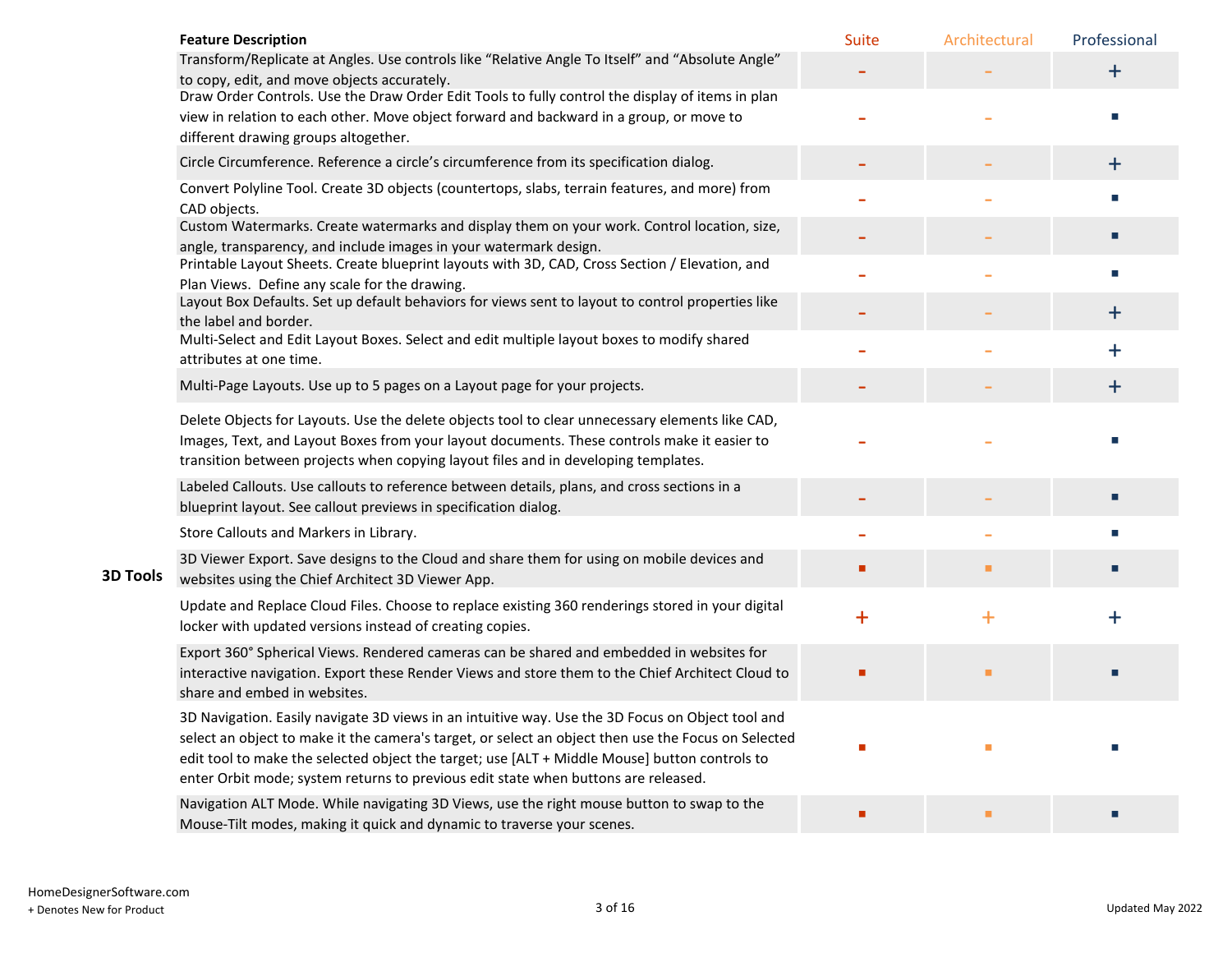| | Feature Description | Suite | Architectural | Professional |
|---|---|---|---|---|
| | Transform/Replicate at Angles. Use controls like "Relative Angle To Itself" and "Absolute Angle" to copy, edit, and move objects accurately. | - | - | + |
| | Draw Order Controls. Use the Draw Order Edit Tools to fully control the display of items in plan view in relation to each other. Move object forward and backward in a group, or move to different drawing groups altogether. | - | - | ■ |
| | Circle Circumference. Reference a circle's circumference from its specification dialog. | - | - | + |
| | Convert Polyline Tool. Create 3D objects (countertops, slabs, terrain features, and more) from CAD objects. | - | - | ■ |
| | Custom Watermarks. Create watermarks and display them on your work. Control location, size, angle, transparency, and include images in your watermark design. | - | - | ■ |
| | Printable Layout Sheets. Create blueprint layouts with 3D, CAD, Cross Section / Elevation, and Plan Views. Define any scale for the drawing. | - | - | ■ |
| | Layout Box Defaults. Set up default behaviors for views sent to layout to control properties like the label and border. | - | - | + |
| | Multi-Select and Edit Layout Boxes. Select and edit multiple layout boxes to modify shared attributes at one time. | - | - | + |
| | Multi-Page Layouts. Use up to 5 pages on a Layout page for your projects. | - | - | + |
| | Delete Objects for Layouts. Use the delete objects tool to clear unnecessary elements like CAD, Images, Text, and Layout Boxes from your layout documents. These controls make it easier to transition between projects when copying layout files and in developing templates. | - | - | ■ |
| | Labeled Callouts. Use callouts to reference between details, plans, and cross sections in a blueprint layout. See callout previews in specification dialog. | - | - | ■ |
| | Store Callouts and Markers in Library. | - | - | ■ |
| **3D Tools** | 3D Viewer Export. Save designs to the Cloud and share them for using on mobile devices and websites using the Chief Architect 3D Viewer App. | ■ | ■ | ■ |
| | Update and Replace Cloud Files. Choose to replace existing 360 renderings stored in your digital locker with updated versions instead of creating copies. | + | + | + |
| | Export 360° Spherical Views. Rendered cameras can be shared and embedded in websites for interactive navigation. Export these Render Views and store them to the Chief Architect Cloud to share and embed in websites. | ■ | ■ | ■ |
| | 3D Navigation. Easily navigate 3D views in an intuitive way. Use the 3D Focus on Object tool and select an object to make it the camera's target, or select an object then use the Focus on Selected edit tool to make the selected object the target; use [ALT + Middle Mouse] button controls to enter Orbit mode; system returns to previous edit state when buttons are released. | ■ | ■ | ■ |
| | Navigation ALT Mode. While navigating 3D Views, use the right mouse button to swap to the Mouse-Tilt modes, making it quick and dynamic to traverse your scenes. | ■ | ■ | ■ |

HomeDesignerSoftware.com

+ Denotes New for Product

Updated May 2022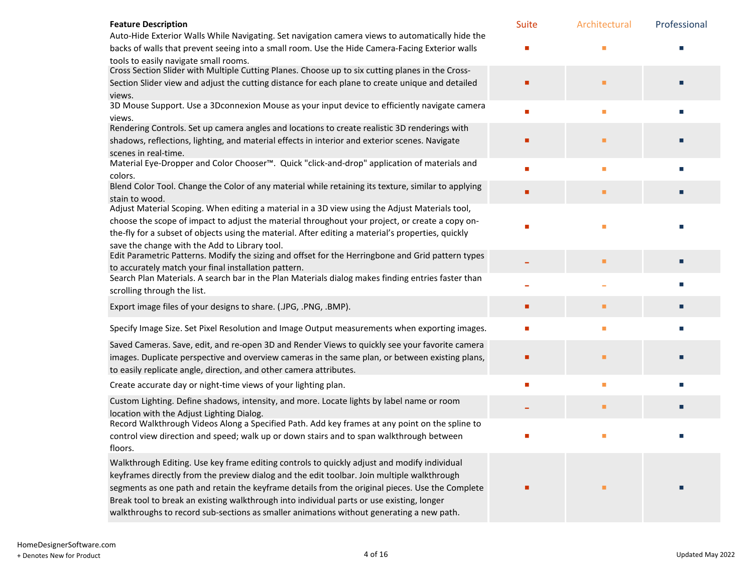| Feature Description | Suite | Architectural | Professional |
| --- | --- | --- | --- |
| Auto-Hide Exterior Walls While Navigating. Set navigation camera views to automatically hide the backs of walls that prevent seeing into a small room. Use the Hide Camera-Facing Exterior walls tools to easily navigate small rooms. | ■ | ■ | ■ |
| Cross Section Slider with Multiple Cutting Planes. Choose up to six cutting planes in the Cross-Section Slider view and adjust the cutting distance for each plane to create unique and detailed views. | ■ | ■ | ■ |
| 3D Mouse Support. Use a 3Dconnexion Mouse as your input device to efficiently navigate camera views. | ■ | ■ | ■ |
| Rendering Controls. Set up camera angles and locations to create realistic 3D renderings with shadows, reflections, lighting, and material effects in interior and exterior scenes. Navigate scenes in real-time. | ■ | ■ | ■ |
| Material Eye-Dropper and Color Chooser™. Quick "click-and-drop" application of materials and colors. | ■ | ■ | ■ |
| Blend Color Tool. Change the Color of any material while retaining its texture, similar to applying stain to wood. | ■ | ■ | ■ |
| Adjust Material Scoping. When editing a material in a 3D view using the Adjust Materials tool, choose the scope of impact to adjust the material throughout your project, or create a copy on-the-fly for a subset of objects using the material. After editing a material's properties, quickly save the change with the Add to Library tool. | ■ | ■ | ■ |
| Edit Parametric Patterns. Modify the sizing and offset for the Herringbone and Grid pattern types to accurately match your final installation pattern. | – | ■ | ■ |
| Search Plan Materials. A search bar in the Plan Materials dialog makes finding entries faster than scrolling through the list. | – | – | ■ |
| Export image files of your designs to share. (.JPG, .PNG, .BMP). | ■ | ■ | ■ |
| Specify Image Size. Set Pixel Resolution and Image Output measurements when exporting images. | ■ | ■ | ■ |
| Saved Cameras. Save, edit, and re-open 3D and Render Views to quickly see your favorite camera images. Duplicate perspective and overview cameras in the same plan, or between existing plans, to easily replicate angle, direction, and other camera attributes. | ■ | ■ | ■ |
| Create accurate day or night-time views of your lighting plan. | ■ | ■ | ■ |
| Custom Lighting. Define shadows, intensity, and more. Locate lights by label name or room location with the Adjust Lighting Dialog. | – | ■ | ■ |
| Record Walkthrough Videos Along a Specified Path. Add key frames at any point on the spline to control view direction and speed; walk up or down stairs and to span walkthrough between floors. | ■ | ■ | ■ |
| Walkthrough Editing. Use key frame editing controls to quickly adjust and modify individual keyframes directly from the preview dialog and the edit toolbar. Join multiple walkthrough segments as one path and retain the keyframe details from the original pieces. Use the Complete Break tool to break an existing walkthrough into individual parts or use existing, longer walkthroughs to record sub-sections as smaller animations without generating a new path. | ■ | ■ | ■ |

HomeDesignerSoftware.com
+ Denotes New for Product

Updated May 2022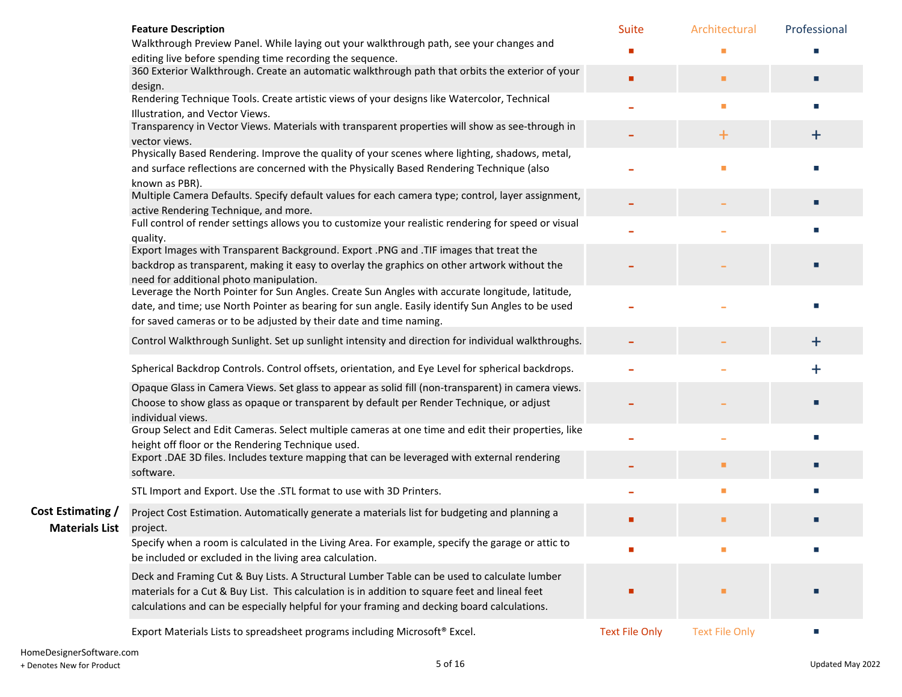| | Feature Description | Suite | Architectural | Professional |
|---|---|---|---|---|
| | Walkthrough Preview Panel. While laying out your walkthrough path, see your changes and editing live before spending time recording the sequence. | ■ | ■ | ■ |
| | 360 Exterior Walkthrough. Create an automatic walkthrough path that orbits the exterior of your design. | ■ | ■ | ■ |
| | Rendering Technique Tools. Create artistic views of your designs like Watercolor, Technical Illustration, and Vector Views. | - | ■ | ■ |
| | Transparency in Vector Views. Materials with transparent properties will show as see-through in vector views. | - | + | + |
| | Physically Based Rendering. Improve the quality of your scenes where lighting, shadows, metal, and surface reflections are concerned with the Physically Based Rendering Technique (also known as PBR). | - | ■ | ■ |
| | Multiple Camera Defaults. Specify default values for each camera type; control, layer assignment, active Rendering Technique, and more. | - | - | ■ |
| | Full control of render settings allows you to customize your realistic rendering for speed or visual quality. | - | - | ■ |
| | Export Images with Transparent Background. Export .PNG and .TIF images that treat the backdrop as transparent, making it easy to overlay the graphics on other artwork without the need for additional photo manipulation. | - | - | ■ |
| | Leverage the North Pointer for Sun Angles. Create Sun Angles with accurate longitude, latitude, date, and time; use North Pointer as bearing for sun angle. Easily identify Sun Angles to be used for saved cameras or to be adjusted by their date and time naming. | - | - | ■ |
| | Control Walkthrough Sunlight. Set up sunlight intensity and direction for individual walkthroughs. | - | - | + |
| | Spherical Backdrop Controls. Control offsets, orientation, and Eye Level for spherical backdrops. | - | - | + |
| | Opaque Glass in Camera Views. Set glass to appear as solid fill (non-transparent) in camera views. Choose to show glass as opaque or transparent by default per Render Technique, or adjust individual views. | - | - | ■ |
| | Group Select and Edit Cameras. Select multiple cameras at one time and edit their properties, like height off floor or the Rendering Technique used. | - | - | ■ |
| | Export .DAE 3D files. Includes texture mapping that can be leveraged with external rendering software. | - | ■ | ■ |
| | STL Import and Export. Use the .STL format to use with 3D Printers. | - | ■ | ■ |
| **Cost Estimating / Materials List** | Project Cost Estimation. Automatically generate a materials list for budgeting and planning a project. | ■ | ■ | ■ |
| | Specify when a room is calculated in the Living Area. For example, specify the garage or attic to be included or excluded in the living area calculation. | ■ | ■ | ■ |
| | Deck and Framing Cut & Buy Lists. A Structural Lumber Table can be used to calculate lumber materials for a Cut & Buy List. This calculation is in addition to square feet and lineal feet calculations and can be especially helpful for your framing and decking board calculations. | ■ | ■ | ■ |
| | Export Materials Lists to spreadsheet programs including Microsoft® Excel. | Text File Only | Text File Only | ■ |

HomeDesignerSoftware.com

+ Denotes New for Product

Updated May 2022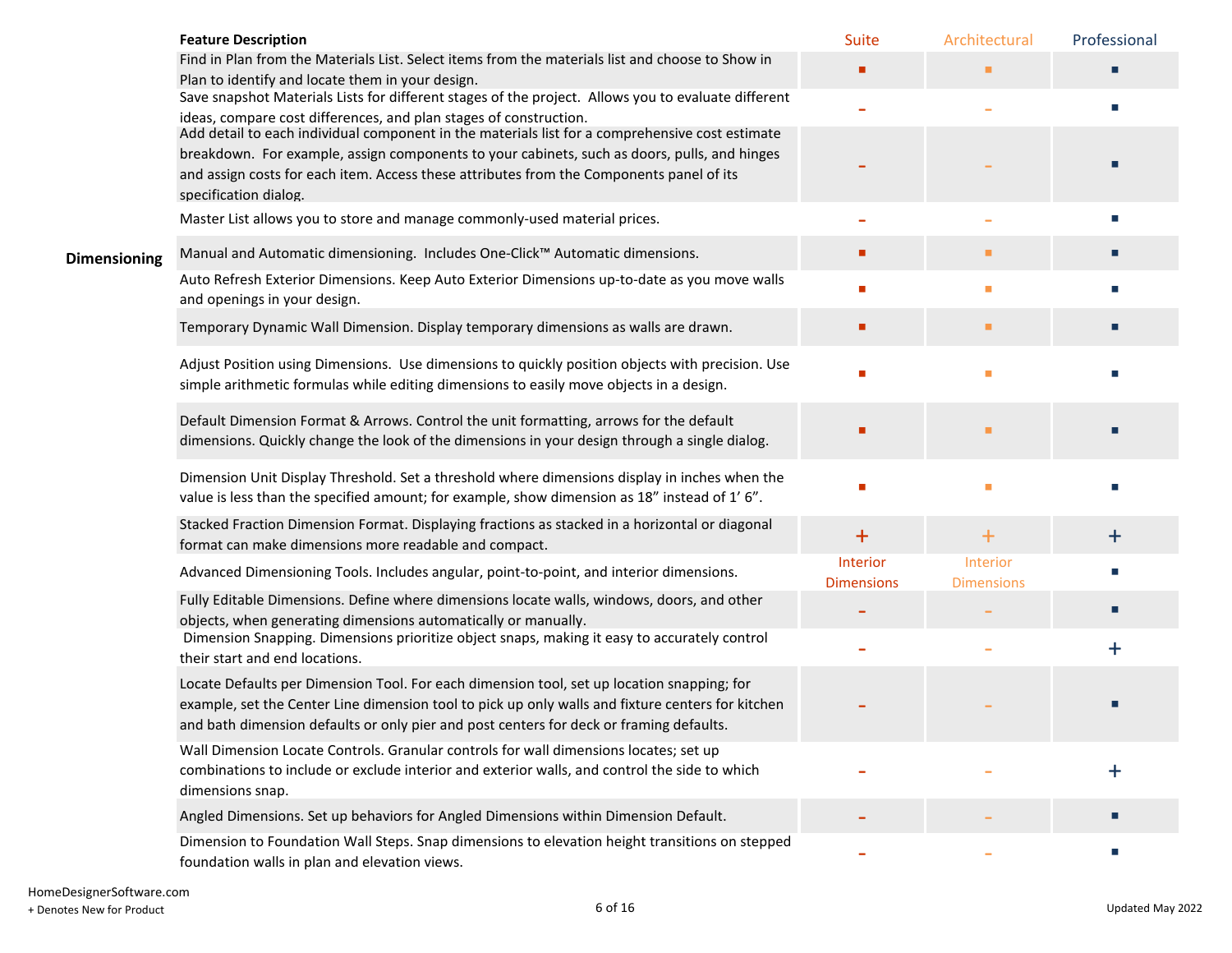| | Feature Description | Suite | Architectural | Professional |
|---|---|---|---|---|
| | Find in Plan from the Materials List. Select items from the materials list and choose to Show in Plan to identify and locate them in your design. | ■ | ■ | ■ |
| | Save snapshot Materials Lists for different stages of the project. Allows you to evaluate different ideas, compare cost differences, and plan stages of construction. | - | - | ■ |
| | Add detail to each individual component in the materials list for a comprehensive cost estimate breakdown. For example, assign components to your cabinets, such as doors, pulls, and hinges and assign costs for each item. Access these attributes from the Components panel of its specification dialog. | - | - | ■ |
| | Master List allows you to store and manage commonly-used material prices. | - | - | ■ |
| **Dimensioning** | Manual and Automatic dimensioning. Includes One-Click™ Automatic dimensions. | ■ | ■ | ■ |
| | Auto Refresh Exterior Dimensions. Keep Auto Exterior Dimensions up-to-date as you move walls and openings in your design. | ■ | ■ | ■ |
| | Temporary Dynamic Wall Dimension. Display temporary dimensions as walls are drawn. | ■ | ■ | ■ |
| | Adjust Position using Dimensions. Use dimensions to quickly position objects with precision. Use simple arithmetic formulas while editing dimensions to easily move objects in a design. | ■ | ■ | ■ |
| | Default Dimension Format & Arrows. Control the unit formatting, arrows for the default dimensions. Quickly change the look of the dimensions in your design through a single dialog. | ■ | ■ | ■ |
| | Dimension Unit Display Threshold. Set a threshold where dimensions display in inches when the value is less than the specified amount; for example, show dimension as 18" instead of 1' 6". | ■ | ■ | ■ |
| | Stacked Fraction Dimension Format. Displaying fractions as stacked in a horizontal or diagonal format can make dimensions more readable and compact. | + | + | + |
| | Advanced Dimensioning Tools. Includes angular, point-to-point, and interior dimensions. | Interior Dimensions | Interior Dimensions | ■ |
| | Fully Editable Dimensions. Define where dimensions locate walls, windows, doors, and other objects, when generating dimensions automatically or manually. | - | - | ■ |
| | Dimension Snapping. Dimensions prioritize object snaps, making it easy to accurately control their start and end locations. | - | - | + |
| | Locate Defaults per Dimension Tool. For each dimension tool, set up location snapping; for example, set the Center Line dimension tool to pick up only walls and fixture centers for kitchen and bath dimension defaults or only pier and post centers for deck or framing defaults. | - | - | ■ |
| | Wall Dimension Locate Controls. Granular controls for wall dimensions locates; set up combinations to include or exclude interior and exterior walls, and control the side to which dimensions snap. | - | - | + |
| | Angled Dimensions. Set up behaviors for Angled Dimensions within Dimension Default. | - | - | ■ |
| | Dimension to Foundation Wall Steps. Snap dimensions to elevation height transitions on stepped foundation walls in plan and elevation views. | - | - | ■ |

HomeDesignerSoftware.com
+ Denotes New for Product

Updated May 2022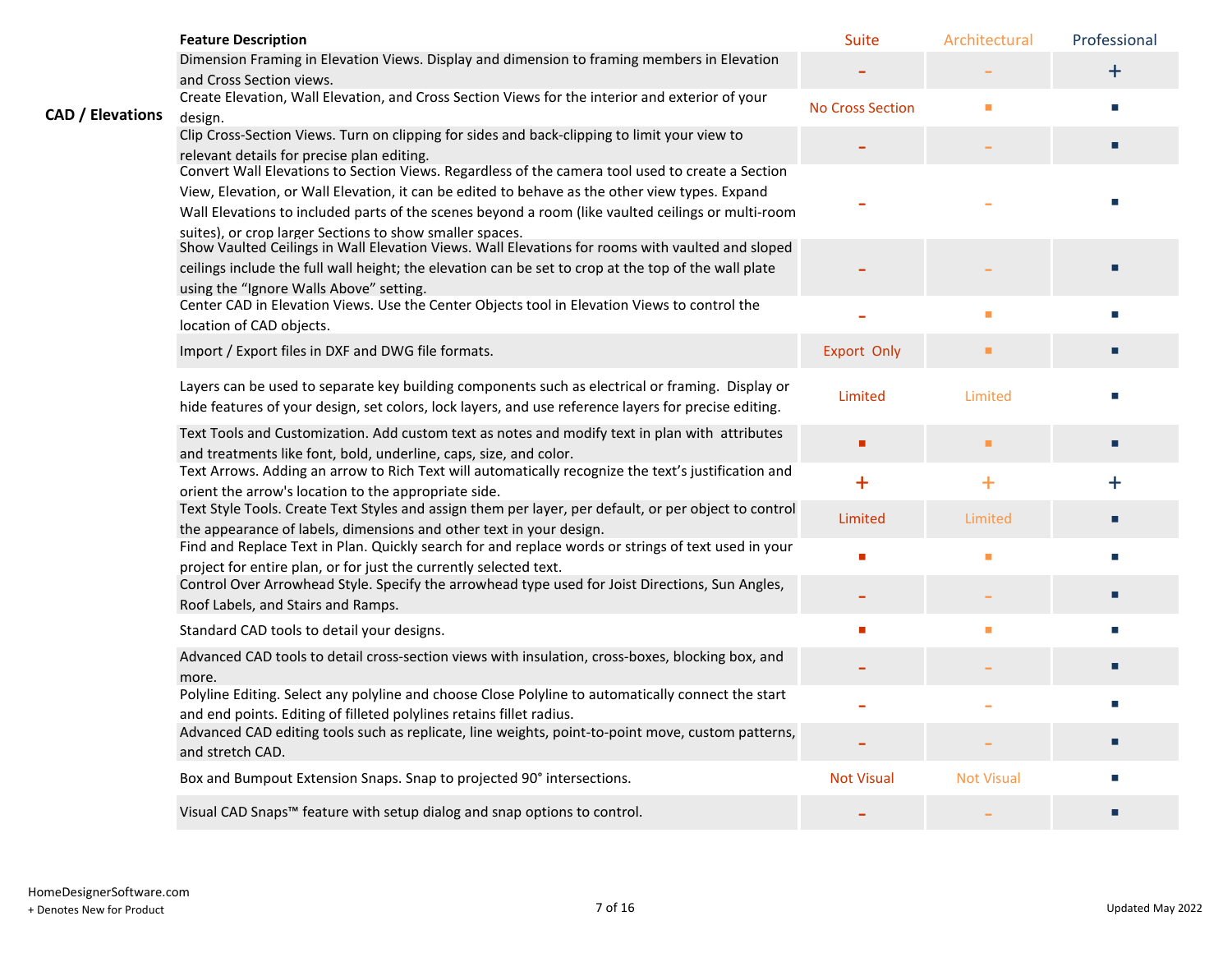| | Feature Description | Suite | Architectural | Professional |
|---|---|---|---|---|
| **CAD / Elevations** | Dimension Framing in Elevation Views. Display and dimension to framing members in Elevation and Cross Section views. | - | - | + |
| | Create Elevation, Wall Elevation, and Cross Section Views for the interior and exterior of your design. | No Cross Section | ■ | ■ |
| | Clip Cross-Section Views. Turn on clipping for sides and back-clipping to limit your view to relevant details for precise plan editing. | - | - | ■ |
| | Convert Wall Elevations to Section Views. Regardless of the camera tool used to create a Section View, Elevation, or Wall Elevation, it can be edited to behave as the other view types. Expand Wall Elevations to included parts of the scenes beyond a room (like vaulted ceilings or multi-room suites), or crop larger Sections to show smaller spaces. | - | - | ■ |
| | Show Vaulted Ceilings in Wall Elevation Views. Wall Elevations for rooms with vaulted and sloped ceilings include the full wall height; the elevation can be set to crop at the top of the wall plate using the “Ignore Walls Above” setting. | - | - | ■ |
| | Center CAD in Elevation Views. Use the Center Objects tool in Elevation Views to control the location of CAD objects. | - | ■ | ■ |
| | Import / Export files in DXF and DWG file formats. | Export Only | ■ | ■ |
| | Layers can be used to separate key building components such as electrical or framing. Display or hide features of your design, set colors, lock layers, and use reference layers for precise editing. | Limited | Limited | ■ |
| | Text Tools and Customization. Add custom text as notes and modify text in plan with attributes and treatments like font, bold, underline, caps, size, and color. | ■ | ■ | ■ |
| | Text Arrows. Adding an arrow to Rich Text will automatically recognize the text’s justification and orient the arrow's location to the appropriate side. | + | + | + |
| | Text Style Tools. Create Text Styles and assign them per layer, per default, or per object to control the appearance of labels, dimensions and other text in your design. | Limited | Limited | ■ |
| | Find and Replace Text in Plan. Quickly search for and replace words or strings of text used in your project for entire plan, or for just the currently selected text. | ■ | ■ | ■ |
| | Control Over Arrowhead Style. Specify the arrowhead type used for Joist Directions, Sun Angles, Roof Labels, and Stairs and Ramps. | - | - | ■ |
| | Standard CAD tools to detail your designs. | ■ | ■ | ■ |
| | Advanced CAD tools to detail cross-section views with insulation, cross-boxes, blocking box, and more. | - | - | ■ |
| | Polyline Editing. Select any polyline and choose Close Polyline to automatically connect the start and end points. Editing of filleted polylines retains fillet radius. | - | - | ■ |
| | Advanced CAD editing tools such as replicate, line weights, point-to-point move, custom patterns, and stretch CAD. | - | - | ■ |
| | Box and Bumpout Extension Snaps. Snap to projected 90° intersections. | Not Visual | Not Visual | ■ |
| | Visual CAD Snaps™ feature with setup dialog and snap options to control. | - | - | ■ |

HomeDesignerSoftware.com

+ Denotes New for Product

Updated May 2022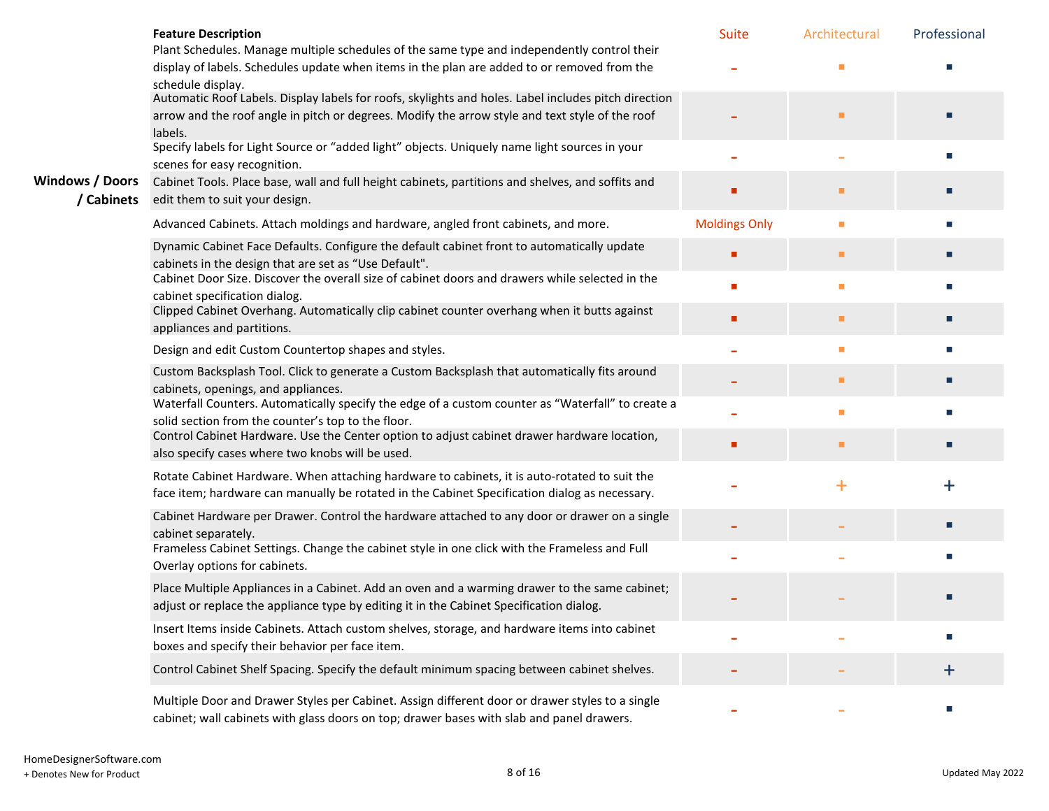| | Feature Description | Suite | Architectural | Professional |
|---|---|---|---|---|
| | Plant Schedules. Manage multiple schedules of the same type and independently control their display of labels. Schedules update when items in the plan are added to or removed from the schedule display. | - | ■ | ■ |
| | Automatic Roof Labels. Display labels for roofs, skylights and holes. Label includes pitch direction arrow and the roof angle in pitch or degrees. Modify the arrow style and text style of the roof labels. | - | ■ | ■ |
| | Specify labels for Light Source or “added light” objects. Uniquely name light sources in your scenes for easy recognition. | - | - | ■ |
| **Windows / Doors / Cabinets** | Cabinet Tools. Place base, wall and full height cabinets, partitions and shelves, and soffits and edit them to suit your design. | ■ | ■ | ■ |
| | Advanced Cabinets. Attach moldings and hardware, angled front cabinets, and more. | Moldings Only | ■ | ■ |
| | Dynamic Cabinet Face Defaults. Configure the default cabinet front to automatically update cabinets in the design that are set as “Use Default". | ■ | ■ | ■ |
| | Cabinet Door Size. Discover the overall size of cabinet doors and drawers while selected in the cabinet specification dialog. | ■ | ■ | ■ |
| | Clipped Cabinet Overhang. Automatically clip cabinet counter overhang when it butts against appliances and partitions. | ■ | ■ | ■ |
| | Design and edit Custom Countertop shapes and styles. | - | ■ | ■ |
| | Custom Backsplash Tool. Click to generate a Custom Backsplash that automatically fits around cabinets, openings, and appliances. | - | ■ | ■ |
| | Waterfall Counters. Automatically specify the edge of a custom counter as “Waterfall” to create a solid section from the counter’s top to the floor. | - | ■ | ■ |
| | Control Cabinet Hardware. Use the Center option to adjust cabinet drawer hardware location, also specify cases where two knobs will be used. | ■ | ■ | ■ |
| | Rotate Cabinet Hardware. When attaching hardware to cabinets, it is auto-rotated to suit the face item; hardware can manually be rotated in the Cabinet Specification dialog as necessary. | - | + | + |
| | Cabinet Hardware per Drawer. Control the hardware attached to any door or drawer on a single cabinet separately. | - | - | ■ |
| | Frameless Cabinet Settings. Change the cabinet style in one click with the Frameless and Full Overlay options for cabinets. | - | - | ■ |
| | Place Multiple Appliances in a Cabinet. Add an oven and a warming drawer to the same cabinet; adjust or replace the appliance type by editing it in the Cabinet Specification dialog. | - | - | ■ |
| | Insert Items inside Cabinets. Attach custom shelves, storage, and hardware items into cabinet boxes and specify their behavior per face item. | - | - | ■ |
| | Control Cabinet Shelf Spacing. Specify the default minimum spacing between cabinet shelves. | - | - | + |
| | Multiple Door and Drawer Styles per Cabinet. Assign different door or drawer styles to a single cabinet; wall cabinets with glass doors on top; drawer bases with slab and panel drawers. | - | - | ■ |

HomeDesignerSoftware.com

+ Denotes New for Product

Updated May 2022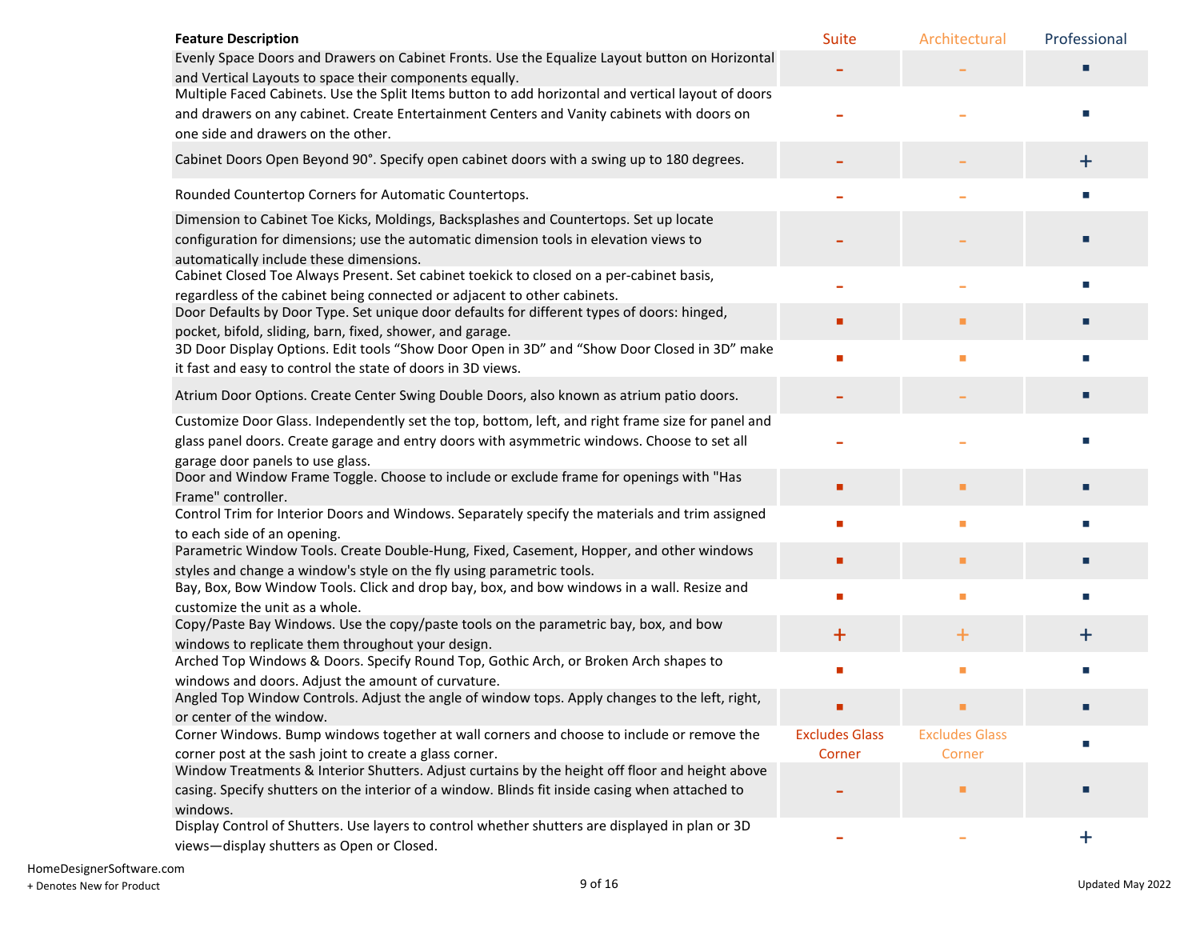| Feature Description | Suite | Architectural | Professional |
|---|---|---|---|
| Evenly Space Doors and Drawers on Cabinet Fronts. Use the Equalize Layout button on Horizontal and Vertical Layouts to space their components equally. | - | - | ■ |
| Multiple Faced Cabinets. Use the Split Items button to add horizontal and vertical layout of doors and drawers on any cabinet. Create Entertainment Centers and Vanity cabinets with doors on one side and drawers on the other. | - | - | ■ |
| Cabinet Doors Open Beyond 90°. Specify open cabinet doors with a swing up to 180 degrees. | - | - | + |
| Rounded Countertop Corners for Automatic Countertops. | - | - | ■ |
| Dimension to Cabinet Toe Kicks, Moldings, Backsplashes and Countertops. Set up locate configuration for dimensions; use the automatic dimension tools in elevation views to automatically include these dimensions. | - | - | ■ |
| Cabinet Closed Toe Always Present. Set cabinet toekick to closed on a per-cabinet basis, regardless of the cabinet being connected or adjacent to other cabinets. | - | - | ■ |
| Door Defaults by Door Type. Set unique door defaults for different types of doors: hinged, pocket, bifold, sliding, barn, fixed, shower, and garage. | ■ | ■ | ■ |
| 3D Door Display Options. Edit tools “Show Door Open in 3D” and “Show Door Closed in 3D” make it fast and easy to control the state of doors in 3D views. | ■ | ■ | ■ |
| Atrium Door Options. Create Center Swing Double Doors, also known as atrium patio doors. | - | - | ■ |
| Customize Door Glass. Independently set the top, bottom, left, and right frame size for panel and glass panel doors. Create garage and entry doors with asymmetric windows. Choose to set all garage door panels to use glass. | - | - | ■ |
| Door and Window Frame Toggle. Choose to include or exclude frame for openings with "Has Frame" controller. | ■ | ■ | ■ |
| Control Trim for Interior Doors and Windows. Separately specify the materials and trim assigned to each side of an opening. | ■ | ■ | ■ |
| Parametric Window Tools. Create Double-Hung, Fixed, Casement, Hopper, and other windows styles and change a window's style on the fly using parametric tools. | ■ | ■ | ■ |
| Bay, Box, Bow Window Tools. Click and drop bay, box, and bow windows in a wall. Resize and customize the unit as a whole. | ■ | ■ | ■ |
| Copy/Paste Bay Windows. Use the copy/paste tools on the parametric bay, box, and bow windows to replicate them throughout your design. | + | + | + |
| Arched Top Windows & Doors. Specify Round Top, Gothic Arch, or Broken Arch shapes to windows and doors. Adjust the amount of curvature. | ■ | ■ | ■ |
| Angled Top Window Controls. Adjust the angle of window tops. Apply changes to the left, right, or center of the window. | ■ | ■ | ■ |
| Corner Windows. Bump windows together at wall corners and choose to include or remove the corner post at the sash joint to create a glass corner. | Excludes Glass Corner | Excludes Glass Corner | ■ |
| Window Treatments & Interior Shutters. Adjust curtains by the height off floor and height above casing. Specify shutters on the interior of a window. Blinds fit inside casing when attached to windows. | - | ■ | ■ |
| Display Control of Shutters. Use layers to control whether shutters are displayed in plan or 3D views—display shutters as Open or Closed. | - | - | + |

HomeDesignerSoftware.com

+ Denotes New for Product

Updated May 2022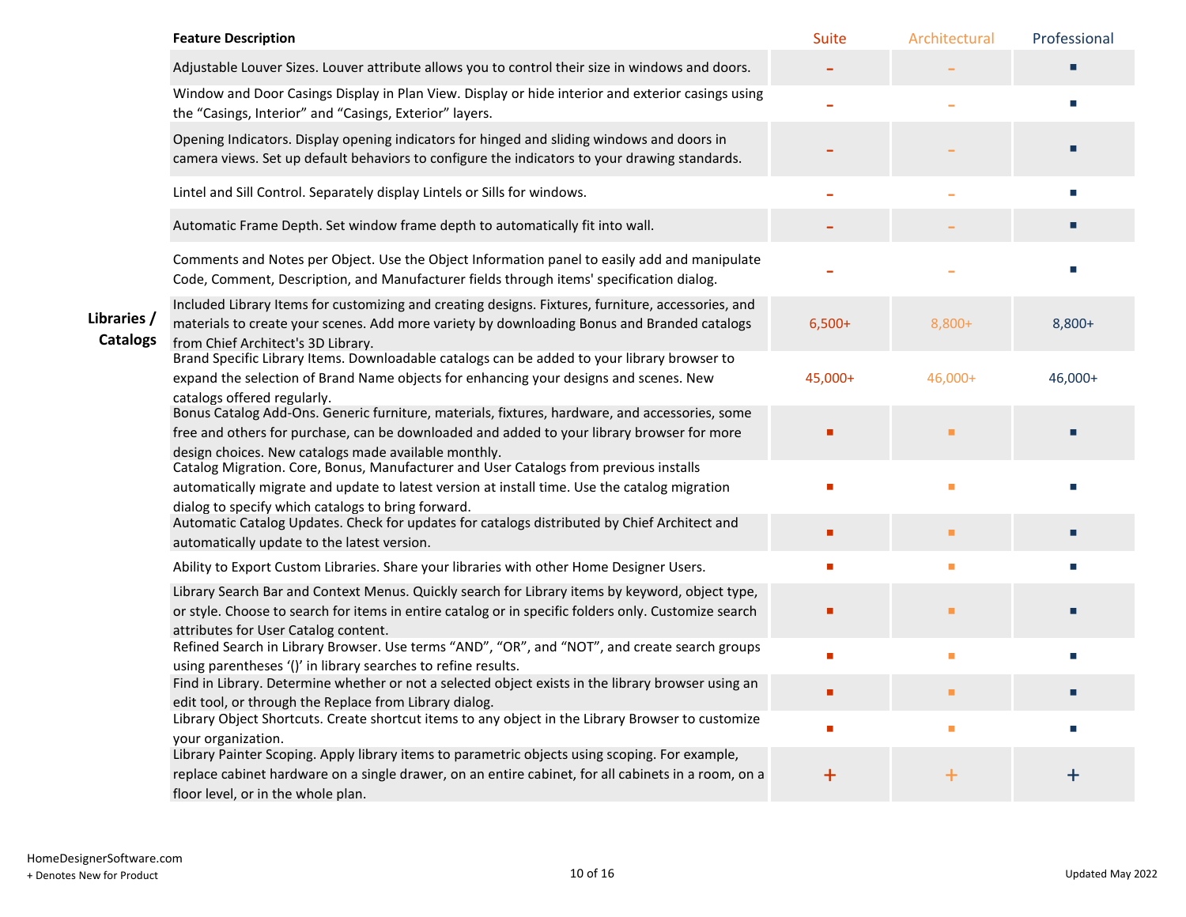| | Feature Description | Suite | Architectural | Professional |
|---|---|---|---|---|
| | Adjustable Louver Sizes. Louver attribute allows you to control their size in windows and doors. | – | – | ■ |
| | Window and Door Casings Display in Plan View. Display or hide interior and exterior casings using the “Casings, Interior” and “Casings, Exterior” layers. | – | – | ■ |
| | Opening Indicators. Display opening indicators for hinged and sliding windows and doors in camera views. Set up default behaviors to configure the indicators to your drawing standards. | – | – | ■ |
| | Lintel and Sill Control. Separately display Lintels or Sills for windows. | – | – | ■ |
| | Automatic Frame Depth. Set window frame depth to automatically fit into wall. | – | – | ■ |
| | Comments and Notes per Object. Use the Object Information panel to easily add and manipulate Code, Comment, Description, and Manufacturer fields through items' specification dialog. | – | – | ■ |
| **Libraries / Catalogs** | Included Library Items for customizing and creating designs. Fixtures, furniture, accessories, and materials to create your scenes. Add more variety by downloading Bonus and Branded catalogs from Chief Architect's 3D Library. | 6,500+ | 8,800+ | 8,800+ |
| | Brand Specific Library Items. Downloadable catalogs can be added to your library browser to expand the selection of Brand Name objects for enhancing your designs and scenes. New catalogs offered regularly. | 45,000+ | 46,000+ | 46,000+ |
| | Bonus Catalog Add-Ons. Generic furniture, materials, fixtures, hardware, and accessories, some free and others for purchase, can be downloaded and added to your library browser for more design choices. New catalogs made available monthly. | ■ | ■ | ■ |
| | Catalog Migration. Core, Bonus, Manufacturer and User Catalogs from previous installs automatically migrate and update to latest version at install time. Use the catalog migration dialog to specify which catalogs to bring forward. | ■ | ■ | ■ |
| | Automatic Catalog Updates. Check for updates for catalogs distributed by Chief Architect and automatically update to the latest version. | ■ | ■ | ■ |
| | Ability to Export Custom Libraries. Share your libraries with other Home Designer Users. | ■ | ■ | ■ |
| | Library Search Bar and Context Menus. Quickly search for Library items by keyword, object type, or style. Choose to search for items in entire catalog or in specific folders only. Customize search attributes for User Catalog content. | ■ | ■ | ■ |
| | Refined Search in Library Browser. Use terms “AND”, “OR”, and “NOT”, and create search groups using parentheses ‘()’ in library searches to refine results. | ■ | ■ | ■ |
| | Find in Library. Determine whether or not a selected object exists in the library browser using an edit tool, or through the Replace from Library dialog. | ■ | ■ | ■ |
| | Library Object Shortcuts. Create shortcut items to any object in the Library Browser to customize your organization. | ■ | ■ | ■ |
| | Library Painter Scoping. Apply library items to parametric objects using scoping. For example, replace cabinet hardware on a single drawer, on an entire cabinet, for all cabinets in a room, on a floor level, or in the whole plan. | + | + | + |

HomeDesignerSoftware.com

+ Denotes New for Product

Updated May 2022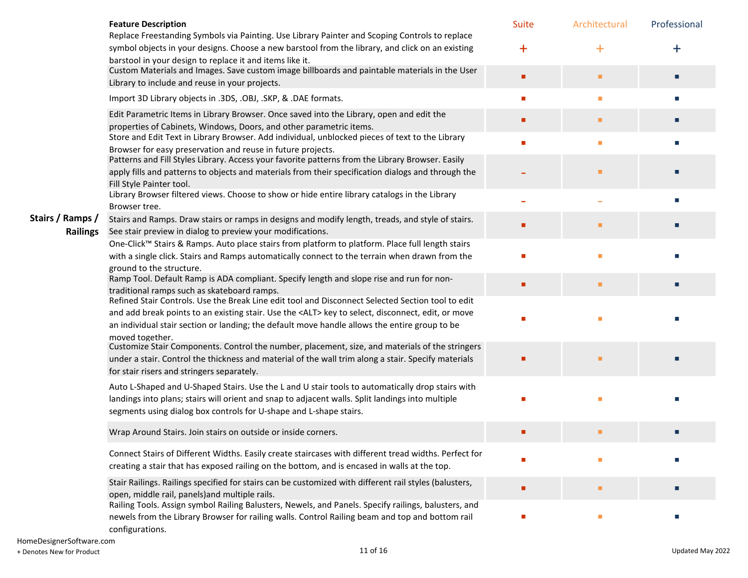| | Feature Description | Suite | Architectural | Professional |
|---|---|---|---|---|
| | Replace Freestanding Symbols via Painting. Use Library Painter and Scoping Controls to replace symbol objects in your designs. Choose a new barstool from the library, and click on an existing barstool in your design to replace it and items like it. | + | + | + |
| | Custom Materials and Images. Save custom image billboards and paintable materials in the User Library to include and reuse in your projects. | ■ | ■ | ■ |
| | Import 3D Library objects in .3DS, .OBJ, .SKP, & .DAE formats. | ■ | ■ | ■ |
| | Edit Parametric Items in Library Browser. Once saved into the Library, open and edit the properties of Cabinets, Windows, Doors, and other parametric items. | ■ | ■ | ■ |
| | Store and Edit Text in Library Browser. Add individual, unblocked pieces of text to the Library Browser for easy preservation and reuse in future projects. | ■ | ■ | ■ |
| | Patterns and Fill Styles Library. Access your favorite patterns from the Library Browser. Easily apply fills and patterns to objects and materials from their specification dialogs and through the Fill Style Painter tool. | - | ■ | ■ |
| | Library Browser filtered views. Choose to show or hide entire library catalogs in the Library Browser tree. | - | - | ■ |
| **Stairs / Ramps / Railings** | Stairs and Ramps. Draw stairs or ramps in designs and modify length, treads, and style of stairs. See stair preview in dialog to preview your modifications. | ■ | ■ | ■ |
| | One-Click™ Stairs & Ramps. Auto place stairs from platform to platform. Place full length stairs with a single click. Stairs and Ramps automatically connect to the terrain when drawn from the ground to the structure. | ■ | ■ | ■ |
| | Ramp Tool. Default Ramp is ADA compliant. Specify length and slope rise and run for non-traditional ramps such as skateboard ramps. | ■ | ■ | ■ |
| | Refined Stair Controls. Use the Break Line edit tool and Disconnect Selected Section tool to edit and add break points to an existing stair. Use the <ALT> key to select, disconnect, edit, or move an individual stair section or landing; the default move handle allows the entire group to be moved together. | ■ | ■ | ■ |
| | Customize Stair Components. Control the number, placement, size, and materials of the stringers under a stair. Control the thickness and material of the wall trim along a stair. Specify materials for stair risers and stringers separately. | ■ | ■ | ■ |
| | Auto L-Shaped and U-Shaped Stairs. Use the L and U stair tools to automatically drop stairs with landings into plans; stairs will orient and snap to adjacent walls. Split landings into multiple segments using dialog box controls for U-shape and L-shape stairs. | ■ | ■ | ■ |
| | Wrap Around Stairs. Join stairs on outside or inside corners. | ■ | ■ | ■ |
| | Connect Stairs of Different Widths. Easily create staircases with different tread widths. Perfect for creating a stair that has exposed railing on the bottom, and is encased in walls at the top. | ■ | ■ | ■ |
| | Stair Railings. Railings specified for stairs can be customized with different rail styles (balusters, open, middle rail, panels)and multiple rails. | ■ | ■ | ■ |
| | Railing Tools. Assign symbol Railing Balusters, Newels, and Panels. Specify railings, balusters, and newels from the Library Browser for railing walls. Control Railing beam and top and bottom rail configurations. | ■ | ■ | ■ |

HomeDesignerSoftware.com

+ Denotes New for Product

Updated May 2022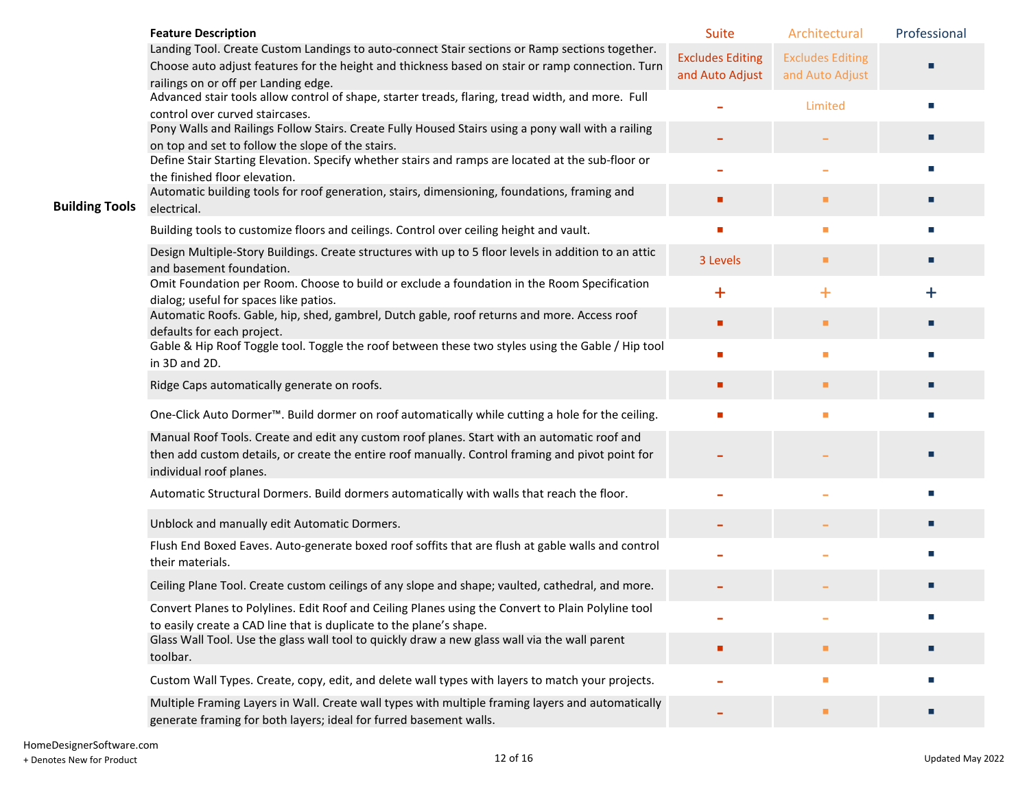| | Feature Description | Suite | Architectural | Professional |
|---|---|---|---|---|
| Building Tools | Landing Tool. Create Custom Landings to auto-connect Stair sections or Ramp sections together. Choose auto adjust features for the height and thickness based on stair or ramp connection. Turn railings on or off per Landing edge. | Excludes Editing and Auto Adjust | Excludes Editing and Auto Adjust | ■ |
| | Advanced stair tools allow control of shape, starter treads, flaring, tread width, and more. Full control over curved staircases. | - | Limited | ■ |
| | Pony Walls and Railings Follow Stairs. Create Fully Housed Stairs using a pony wall with a railing on top and set to follow the slope of the stairs. | - | - | ■ |
| | Define Stair Starting Elevation. Specify whether stairs and ramps are located at the sub-floor or the finished floor elevation. | - | - | ■ |
| | Automatic building tools for roof generation, stairs, dimensioning, foundations, framing and electrical. | ■ | ■ | ■ |
| | Building tools to customize floors and ceilings. Control over ceiling height and vault. | ■ | ■ | ■ |
| | Design Multiple-Story Buildings. Create structures with up to 5 floor levels in addition to an attic and basement foundation. | 3 Levels | ■ | ■ |
| | Omit Foundation per Room. Choose to build or exclude a foundation in the Room Specification dialog; useful for spaces like patios. | + | + | + |
| | Automatic Roofs. Gable, hip, shed, gambrel, Dutch gable, roof returns and more. Access roof defaults for each project. | ■ | ■ | ■ |
| | Gable & Hip Roof Toggle tool. Toggle the roof between these two styles using the Gable / Hip tool in 3D and 2D. | ■ | ■ | ■ |
| | Ridge Caps automatically generate on roofs. | ■ | ■ | ■ |
| | One-Click Auto Dormer™. Build dormer on roof automatically while cutting a hole for the ceiling. | ■ | ■ | ■ |
| | Manual Roof Tools. Create and edit any custom roof planes. Start with an automatic roof and then add custom details, or create the entire roof manually. Control framing and pivot point for individual roof planes. | - | - | ■ |
| | Automatic Structural Dormers. Build dormers automatically with walls that reach the floor. | - | - | ■ |
| | Unblock and manually edit Automatic Dormers. | - | - | ■ |
| | Flush End Boxed Eaves. Auto-generate boxed roof soffits that are flush at gable walls and control their materials. | - | - | ■ |
| | Ceiling Plane Tool. Create custom ceilings of any slope and shape; vaulted, cathedral, and more. | - | - | ■ |
| | Convert Planes to Polylines. Edit Roof and Ceiling Planes using the Convert to Plain Polyline tool to easily create a CAD line that is duplicate to the plane's shape. | - | - | ■ |
| | Glass Wall Tool. Use the glass wall tool to quickly draw a new glass wall via the wall parent toolbar. | ■ | ■ | ■ |
| | Custom Wall Types. Create, copy, edit, and delete wall types with layers to match your projects. | - | ■ | ■ |
| | Multiple Framing Layers in Wall. Create wall types with multiple framing layers and automatically generate framing for both layers; ideal for furred basement walls. | - | ■ | ■ |

HomeDesignerSoftware.com
+ Denotes New for Product

Updated May 2022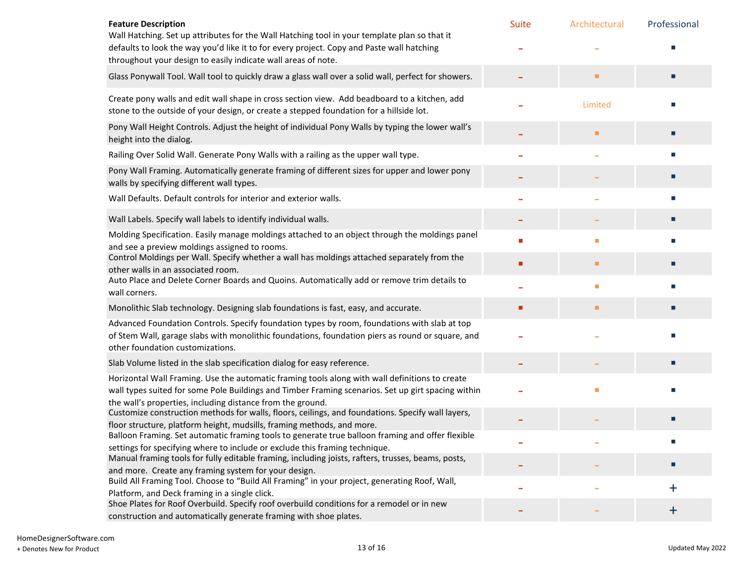| Feature Description | Suite | Architectural | Professional |
|---|---|---|---|
| Wall Hatching. Set up attributes for the Wall Hatching tool in your template plan so that it defaults to look the way you'd like it to for every project. Copy and Paste wall hatching throughout your design to easily indicate wall areas of note. | – | – | ■ |
| Glass Ponywall Tool. Wall tool to quickly draw a glass wall over a solid wall, perfect for showers. | – | ■ | ■ |
| Create pony walls and edit wall shape in cross section view. Add beadboard to a kitchen, add stone to the outside of your design, or create a stepped foundation for a hillside lot. | – | Limited | ■ |
| Pony Wall Height Controls. Adjust the height of individual Pony Walls by typing the lower wall's height into the dialog. | – | ■ | ■ |
| Railing Over Solid Wall. Generate Pony Walls with a railing as the upper wall type. | – | – | ■ |
| Pony Wall Framing. Automatically generate framing of different sizes for upper and lower pony walls by specifying different wall types. | – | – | ■ |
| Wall Defaults. Default controls for interior and exterior walls. | – | – | ■ |
| Wall Labels. Specify wall labels to identify individual walls. | – | – | ■ |
| Molding Specification. Easily manage moldings attached to an object through the moldings panel and see a preview moldings assigned to rooms. | ■ | ■ | ■ |
| Control Moldings per Wall. Specify whether a wall has moldings attached separately from the other walls in an associated room. | ■ | ■ | ■ |
| Auto Place and Delete Corner Boards and Quoins. Automatically add or remove trim details to wall corners. | – | ■ | ■ |
| Monolithic Slab technology. Designing slab foundations is fast, easy, and accurate. | ■ | ■ | ■ |
| Advanced Foundation Controls. Specify foundation types by room, foundations with slab at top of Stem Wall, garage slabs with monolithic foundations, foundation piers as round or square, and other foundation customizations. | – | – | ■ |
| Slab Volume listed in the slab specification dialog for easy reference. | – | – | ■ |
| Horizontal Wall Framing. Use the automatic framing tools along with wall definitions to create wall types suited for some Pole Buildings and Timber Framing scenarios. Set up girt spacing within the wall's properties, including distance from the ground. | – | ■ | ■ |
| Customize construction methods for walls, floors, ceilings, and foundations. Specify wall layers, floor structure, platform height, mudsills, framing methods, and more. | – | – | ■ |
| Balloon Framing. Set automatic framing tools to generate true balloon framing and offer flexible settings for specifying where to include or exclude this framing technique. | – | – | ■ |
| Manual framing tools for fully editable framing, including joists, rafters, trusses, beams, posts, and more. Create any framing system for your design. | – | – | ■ |
| Build All Framing Tool. Choose to "Build All Framing" in your project, generating Roof, Wall, Platform, and Deck framing in a single click. | – | – | + |
| Shoe Plates for Roof Overbuild. Specify roof overbuild conditions for a remodel or in new construction and automatically generate framing with shoe plates. | – | – | + |

HomeDesignerSoftware.com
+ Denotes New for Product

Updated May 2022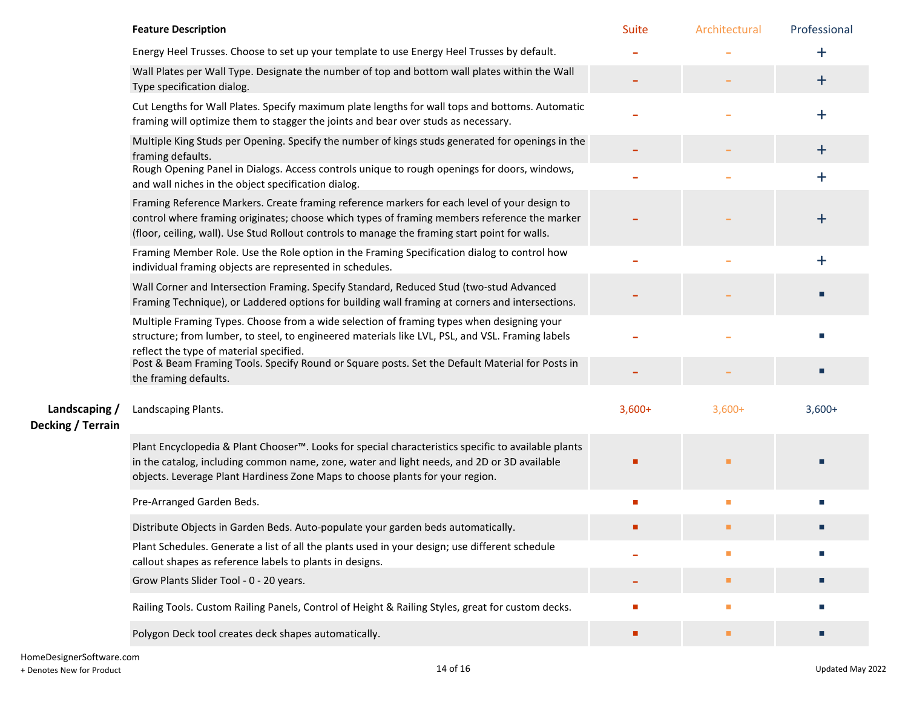| | Feature Description | Suite | Architectural | Professional |
|---|---|---|---|---|
| | Energy Heel Trusses. Choose to set up your template to use Energy Heel Trusses by default. | - | - | + |
| | Wall Plates per Wall Type. Designate the number of top and bottom wall plates within the Wall Type specification dialog. | - | - | + |
| | Cut Lengths for Wall Plates. Specify maximum plate lengths for wall tops and bottoms. Automatic framing will optimize them to stagger the joints and bear over studs as necessary. | - | - | + |
| | Multiple King Studs per Opening. Specify the number of kings studs generated for openings in the framing defaults. | - | - | + |
| | Rough Opening Panel in Dialogs. Access controls unique to rough openings for doors, windows, and wall niches in the object specification dialog. | - | - | + |
| | Framing Reference Markers. Create framing reference markers for each level of your design to control where framing originates; choose which types of framing members reference the marker (floor, ceiling, wall). Use Stud Rollout controls to manage the framing start point for walls. | - | - | + |
| | Framing Member Role. Use the Role option in the Framing Specification dialog to control how individual framing objects are represented in schedules. | - | - | + |
| | Wall Corner and Intersection Framing. Specify Standard, Reduced Stud (two-stud Advanced Framing Technique), or Laddered options for building wall framing at corners and intersections. | - | - | ■ |
| | Multiple Framing Types. Choose from a wide selection of framing types when designing your structure; from lumber, to steel, to engineered materials like LVL, PSL, and VSL. Framing labels reflect the type of material specified. | - | - | ■ |
| | Post & Beam Framing Tools. Specify Round or Square posts. Set the Default Material for Posts in the framing defaults. | - | - | ■ |
| **Landscaping / Decking / Terrain** | Landscaping Plants. | 3,600+ | 3,600+ | 3,600+ |
| | Plant Encyclopedia & Plant Chooser™. Looks for special characteristics specific to available plants in the catalog, including common name, zone, water and light needs, and 2D or 3D available objects. Leverage Plant Hardiness Zone Maps to choose plants for your region. | ■ | ■ | ■ |
| | Pre-Arranged Garden Beds. | ■ | ■ | ■ |
| | Distribute Objects in Garden Beds. Auto-populate your garden beds automatically. | ■ | ■ | ■ |
| | Plant Schedules. Generate a list of all the plants used in your design; use different schedule callout shapes as reference labels to plants in designs. | - | ■ | ■ |
| | Grow Plants Slider Tool - 0 - 20 years. | - | ■ | ■ |
| | Railing Tools. Custom Railing Panels, Control of Height & Railing Styles, great for custom decks. | ■ | ■ | ■ |
| | Polygon Deck tool creates deck shapes automatically. | ■ | ■ | ■ |

HomeDesignerSoftware.com
+ Denotes New for Product

Updated May 2022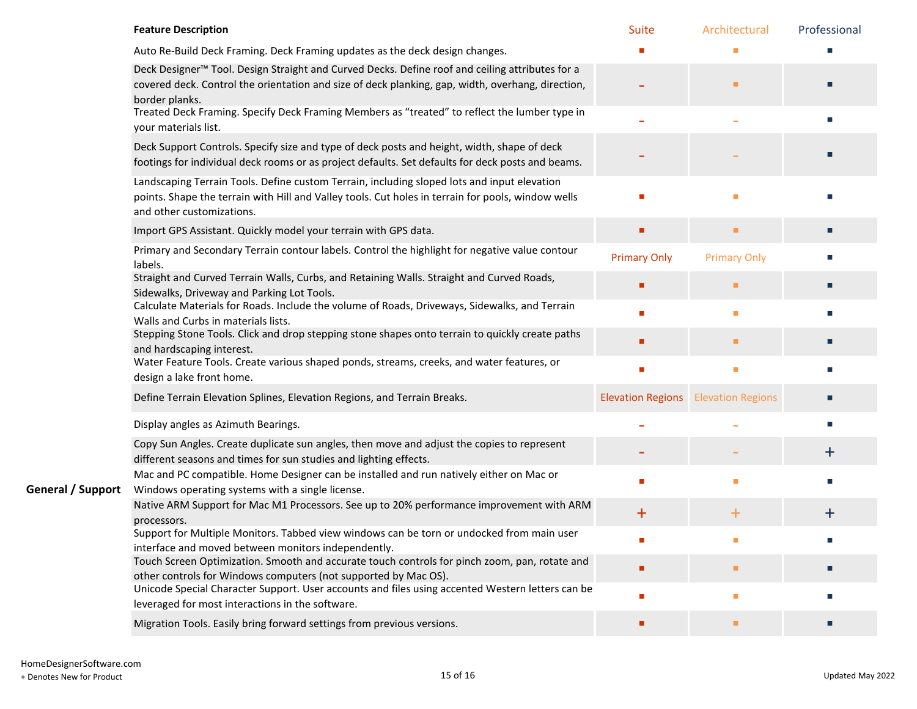| | Feature Description | Suite | Architectural | Professional |
|---|---|---|---|---|
| | Auto Re-Build Deck Framing. Deck Framing updates as the deck design changes. | ■ | ■ | ■ |
| | Deck Designer™ Tool. Design Straight and Curved Decks. Define roof and ceiling attributes for a covered deck. Control the orientation and size of deck planking, gap, width, overhang, direction, border planks. | - | ■ | ■ |
| | Treated Deck Framing. Specify Deck Framing Members as "treated" to reflect the lumber type in your materials list. | - | - | ■ |
| | Deck Support Controls. Specify size and type of deck posts and height, width, shape of deck footings for individual deck rooms or as project defaults. Set defaults for deck posts and beams. | - | - | ■ |
| | Landscaping Terrain Tools. Define custom Terrain, including sloped lots and input elevation points. Shape the terrain with Hill and Valley tools. Cut holes in terrain for pools, window wells and other customizations. | ■ | ■ | ■ |
| | Import GPS Assistant. Quickly model your terrain with GPS data. | ■ | ■ | ■ |
| | Primary and Secondary Terrain contour labels. Control the highlight for negative value contour labels. | Primary Only | Primary Only | ■ |
| | Straight and Curved Terrain Walls, Curbs, and Retaining Walls. Straight and Curved Roads, Sidewalks, Driveway and Parking Lot Tools. | ■ | ■ | ■ |
| | Calculate Materials for Roads. Include the volume of Roads, Driveways, Sidewalks, and Terrain Walls and Curbs in materials lists. | ■ | ■ | ■ |
| | Stepping Stone Tools. Click and drop stepping stone shapes onto terrain to quickly create paths and hardscaping interest. | ■ | ■ | ■ |
| | Water Feature Tools. Create various shaped ponds, streams, creeks, and water features, or design a lake front home. | ■ | ■ | ■ |
| | Define Terrain Elevation Splines, Elevation Regions, and Terrain Breaks. | Elevation Regions | Elevation Regions | ■ |
| | Display angles as Azimuth Bearings. | - | - | ■ |
| | Copy Sun Angles. Create duplicate sun angles, then move and adjust the copies to represent different seasons and times for sun studies and lighting effects. | - | - | + |
| **General / Support** | Mac and PC compatible. Home Designer can be installed and run natively either on Mac or Windows operating systems with a single license. | ■ | ■ | ■ |
| | Native ARM Support for Mac M1 Processors. See up to 20% performance improvement with ARM processors. | + | + | + |
| | Support for Multiple Monitors. Tabbed view windows can be torn or undocked from main user interface and moved between monitors independently. | ■ | ■ | ■ |
| | Touch Screen Optimization. Smooth and accurate touch controls for pinch zoom, pan, rotate and other controls for Windows computers (not supported by Mac OS). | ■ | ■ | ■ |
| | Unicode Special Character Support. User accounts and files using accented Western letters can be leveraged for most interactions in the software. | ■ | ■ | ■ |
| | Migration Tools. Easily bring forward settings from previous versions. | ■ | ■ | ■ |

HomeDesignerSoftware.com

+ Denotes New for Product

Updated May 2022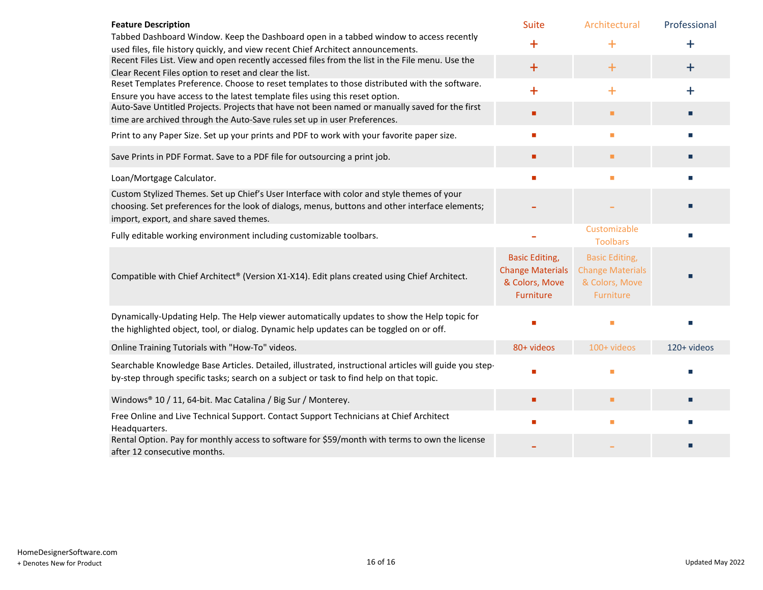| Feature Description | Suite | Architectural | Professional |
|---|---|---|---|
| Tabbed Dashboard Window. Keep the Dashboard open in a tabbed window to access recently used files, file history quickly, and view recent Chief Architect announcements. | + | + | + |
| Recent Files List. View and open recently accessed files from the list in the File menu. Use the Clear Recent Files option to reset and clear the list. | + | + | + |
| Reset Templates Preference. Choose to reset templates to those distributed with the software. Ensure you have access to the latest template files using this reset option. | + | + | + |
| Auto-Save Untitled Projects. Projects that have not been named or manually saved for the first time are archived through the Auto-Save rules set up in user Preferences. | ■ | ■ | ■ |
| Print to any Paper Size. Set up your prints and PDF to work with your favorite paper size. | ■ | ■ | ■ |
| Save Prints in PDF Format. Save to a PDF file for outsourcing a print job. | ■ | ■ | ■ |
| Loan/Mortgage Calculator. | ■ | ■ | ■ |
| Custom Stylized Themes. Set up Chief's User Interface with color and style themes of your choosing. Set preferences for the look of dialogs, menus, buttons and other interface elements; import, export, and share saved themes. | - | - | ■ |
| Fully editable working environment including customizable toolbars. | - | Customizable Toolbars | ■ |
| Compatible with Chief Architect® (Version X1-X14). Edit plans created using Chief Architect. | Basic Editing, Change Materials & Colors, Move Furniture | Basic Editing, Change Materials & Colors, Move Furniture | ■ |
| Dynamically-Updating Help. The Help viewer automatically updates to show the Help topic for the highlighted object, tool, or dialog. Dynamic help updates can be toggled on or off. | ■ | ■ | ■ |
| Online Training Tutorials with "How-To" videos. | 80+ videos | 100+ videos | 120+ videos |
| Searchable Knowledge Base Articles. Detailed, illustrated, instructional articles will guide you step-by-step through specific tasks; search on a subject or task to find help on that topic. | ■ | ■ | ■ |
| Windows® 10 / 11, 64-bit. Mac Catalina / Big Sur / Monterey. | ■ | ■ | ■ |
| Free Online and Live Technical Support. Contact Support Technicians at Chief Architect Headquarters. | ■ | ■ | ■ |
| Rental Option. Pay for monthly access to software for $59/month with terms to own the license after 12 consecutive months. | - | - | ■ |

HomeDesignerSoftware.com

+ Denotes New for Product

Updated May 2022